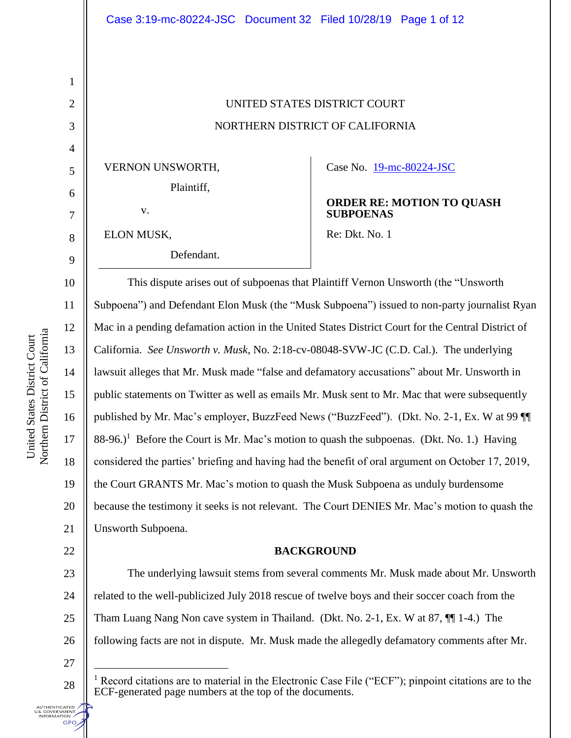UNITED STATES DISTRICT COURT

NORTHERN DISTRICT OF CALIFORNIA

VERNON UNSWORTH,

Plaintiff,

v.

ELON MUSK,

Defendant.

Case No. 19-mc-80224-JSC

**ORDER RE: MOTION TO QUASH SUBPOENAS**

Re: Dkt. No. 1

This dispute arises out of subpoenas that Plaintiff Vernon Unsworth (the "Unsworth Subpoena") and Defendant Elon Musk (the "Musk Subpoena") issued to non-party journalist Ryan Mac in a pending defamation action in the United States District Court for the Central District of California. *See Unsworth v. Musk*, No. 2:18-cv-08048-SVW-JC (C.D. Cal.). The underlying lawsuit alleges that Mr. Musk made "false and defamatory accusations" about Mr. Unsworth in public statements on Twitter as well as emails Mr. Musk sent to Mr. Mac that were subsequently published by Mr. Mac's employer, BuzzFeed News ("BuzzFeed"). (Dkt. No. 2-1, Ex. W at 99 ¶¶ 88-96.)[1] Before the Court is Mr. Mac's motion to quash the subpoenas. (Dkt. No. 1.) Having considered the parties' briefing and having had the benefit of oral argument on October 17, 2019, the Court GRANTS Mr. Mac's motion to quash the Musk Subpoena as unduly burdensome because the testimony it seeks is not relevant. The Court DENIES Mr. Mac's motion to quash the Unsworth Subpoena.

**BACKGROUND**

The underlying lawsuit stems from several comments Mr. Musk made about Mr. Unsworth related to the well-publicized July 2018 rescue of twelve boys and their soccer coach from the Tham Luang Nang Non cave system in Thailand. (Dkt. No. 2-1, Ex. W at 87, ¶¶ 1-4.) The following facts are not in dispute. Mr. Musk made the allegedly defamatory comments after Mr.

[1] Record citations are to material in the Electronic Case File ("ECF"); pinpoint citations are to the ECF-generated page numbers at the top of the documents.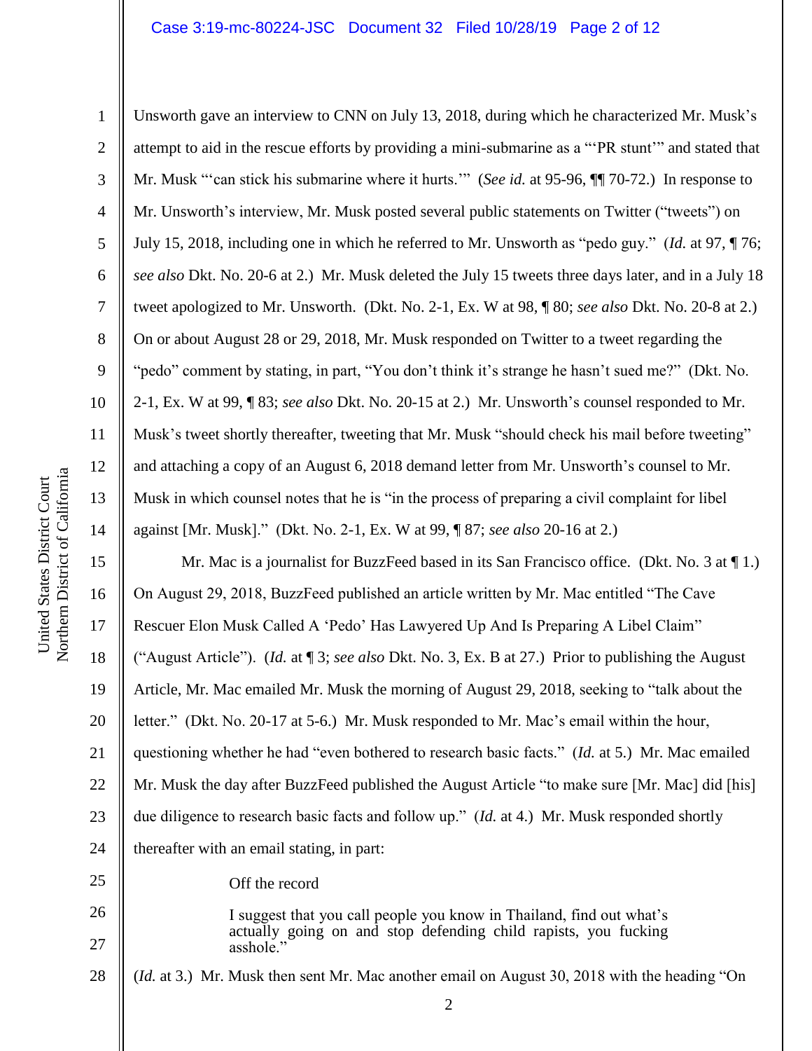Unsworth gave an interview to CNN on July 13, 2018, during which he characterized Mr. Musk's attempt to aid in the rescue efforts by providing a mini-submarine as a "'PR stunt'" and stated that Mr. Musk "'can stick his submarine where it hurts.'" (*See id.* at 95-96, ¶¶ 70-72.) In response to Mr. Unsworth's interview, Mr. Musk posted several public statements on Twitter ("tweets") on July 15, 2018, including one in which he referred to Mr. Unsworth as "pedo guy." (*Id.* at 97, ¶ 76; *see also* Dkt. No. 20-6 at 2.) Mr. Musk deleted the July 15 tweets three days later, and in a July 18 tweet apologized to Mr. Unsworth. (Dkt. No. 2-1, Ex. W at 98, ¶ 80; *see also* Dkt. No. 20-8 at 2.) On or about August 28 or 29, 2018, Mr. Musk responded on Twitter to a tweet regarding the "pedo" comment by stating, in part, "You don't think it's strange he hasn't sued me?" (Dkt. No. 2-1, Ex. W at 99, ¶ 83; *see also* Dkt. No. 20-15 at 2.) Mr. Unsworth's counsel responded to Mr. Musk's tweet shortly thereafter, tweeting that Mr. Musk "should check his mail before tweeting" and attaching a copy of an August 6, 2018 demand letter from Mr. Unsworth's counsel to Mr. Musk in which counsel notes that he is "in the process of preparing a civil complaint for libel against [Mr. Musk]." (Dkt. No. 2-1, Ex. W at 99, ¶ 87; *see also* 20-16 at 2.)

Mr. Mac is a journalist for BuzzFeed based in its San Francisco office. (Dkt. No. 3 at ¶ 1.) On August 29, 2018, BuzzFeed published an article written by Mr. Mac entitled "The Cave Rescuer Elon Musk Called A 'Pedo' Has Lawyered Up And Is Preparing A Libel Claim" ("August Article"). (*Id.* at ¶ 3; *see also* Dkt. No. 3, Ex. B at 27.) Prior to publishing the August Article, Mr. Mac emailed Mr. Musk the morning of August 29, 2018, seeking to "talk about the letter." (Dkt. No. 20-17 at 5-6.) Mr. Musk responded to Mr. Mac's email within the hour, questioning whether he had "even bothered to research basic facts." (*Id.* at 5.) Mr. Mac emailed Mr. Musk the day after BuzzFeed published the August Article "to make sure [Mr. Mac] did [his] due diligence to research basic facts and follow up." (*Id.* at 4.) Mr. Musk responded shortly thereafter with an email stating, in part:

> Off the record
>
> I suggest that you call people you know in Thailand, find out what's actually going on and stop defending child rapists, you fucking asshole."

(*Id.* at 3.) Mr. Musk then sent Mr. Mac another email on August 30, 2018 with the heading "On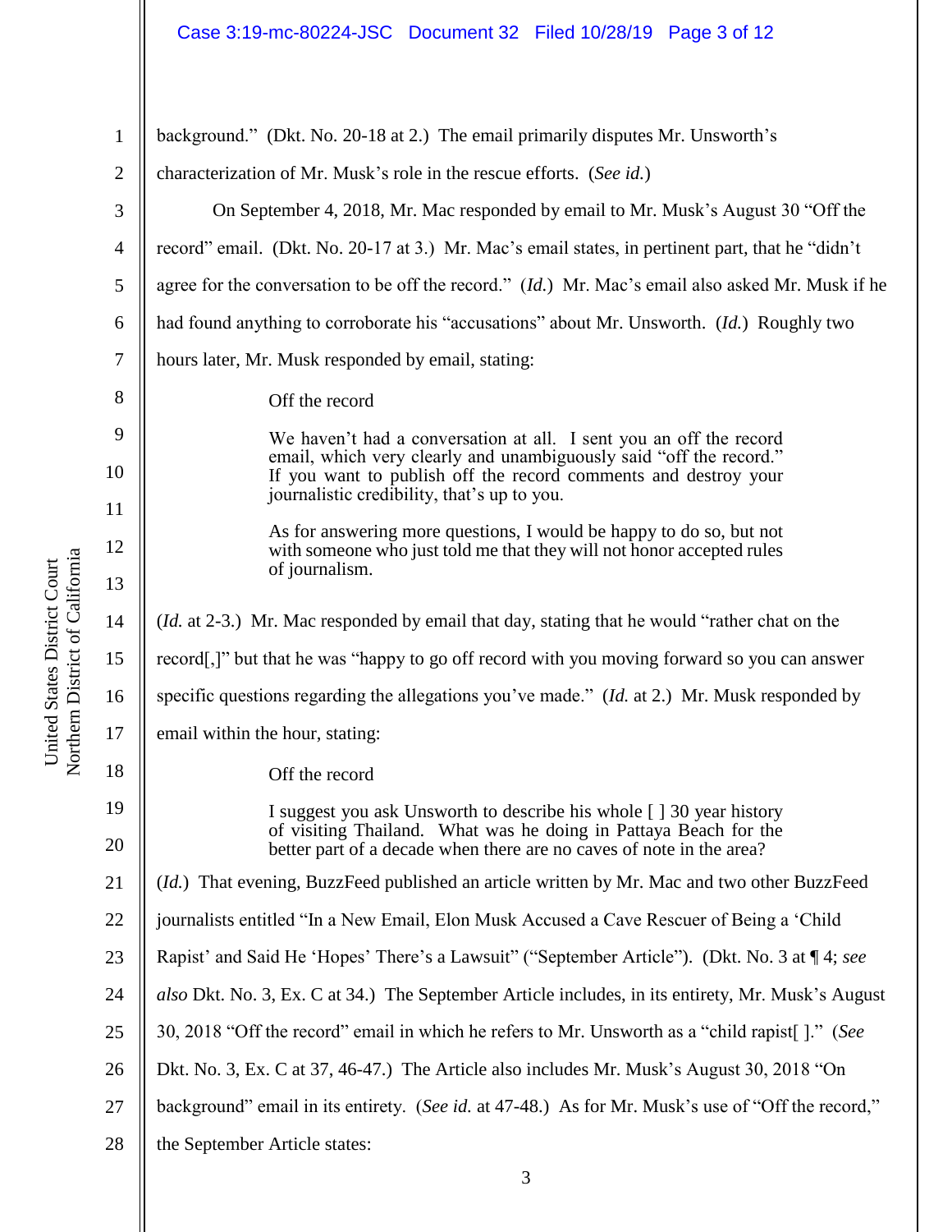background." (Dkt. No. 20-18 at 2.) The email primarily disputes Mr. Unsworth's characterization of Mr. Musk's role in the rescue efforts. (*See id.*)

On September 4, 2018, Mr. Mac responded by email to Mr. Musk's August 30 "Off the record" email. (Dkt. No. 20-17 at 3.) Mr. Mac's email states, in pertinent part, that he "didn't agree for the conversation to be off the record." (*Id.*) Mr. Mac's email also asked Mr. Musk if he had found anything to corroborate his "accusations" about Mr. Unsworth. (*Id.*) Roughly two hours later, Mr. Musk responded by email, stating:

> Off the record
>
> We haven't had a conversation at all. I sent you an off the record email, which very clearly and unambiguously said "off the record." If you want to publish off the record comments and destroy your journalistic credibility, that's up to you.
>
> As for answering more questions, I would be happy to do so, but not with someone who just told me that they will not honor accepted rules of journalism.

(*Id.* at 2-3.) Mr. Mac responded by email that day, stating that he would "rather chat on the record[,]" but that he was "happy to go off record with you moving forward so you can answer specific questions regarding the allegations you've made." (*Id.* at 2.) Mr. Musk responded by email within the hour, stating:

> Off the record
>
> I suggest you ask Unsworth to describe his whole [ ] 30 year history of visiting Thailand. What was he doing in Pattaya Beach for the better part of a decade when there are no caves of note in the area?

(*Id.*) That evening, BuzzFeed published an article written by Mr. Mac and two other BuzzFeed journalists entitled "In a New Email, Elon Musk Accused a Cave Rescuer of Being a 'Child Rapist' and Said He 'Hopes' There's a Lawsuit" ("September Article"). (Dkt. No. 3 at ¶ 4; *see also* Dkt. No. 3, Ex. C at 34.) The September Article includes, in its entirety, Mr. Musk's August 30, 2018 "Off the record" email in which he refers to Mr. Unsworth as a "child rapist[ ]." (*See* Dkt. No. 3, Ex. C at 37, 46-47.) The Article also includes Mr. Musk's August 30, 2018 "On background" email in its entirety. (*See id.* at 47-48.) As for Mr. Musk's use of "Off the record," the September Article states: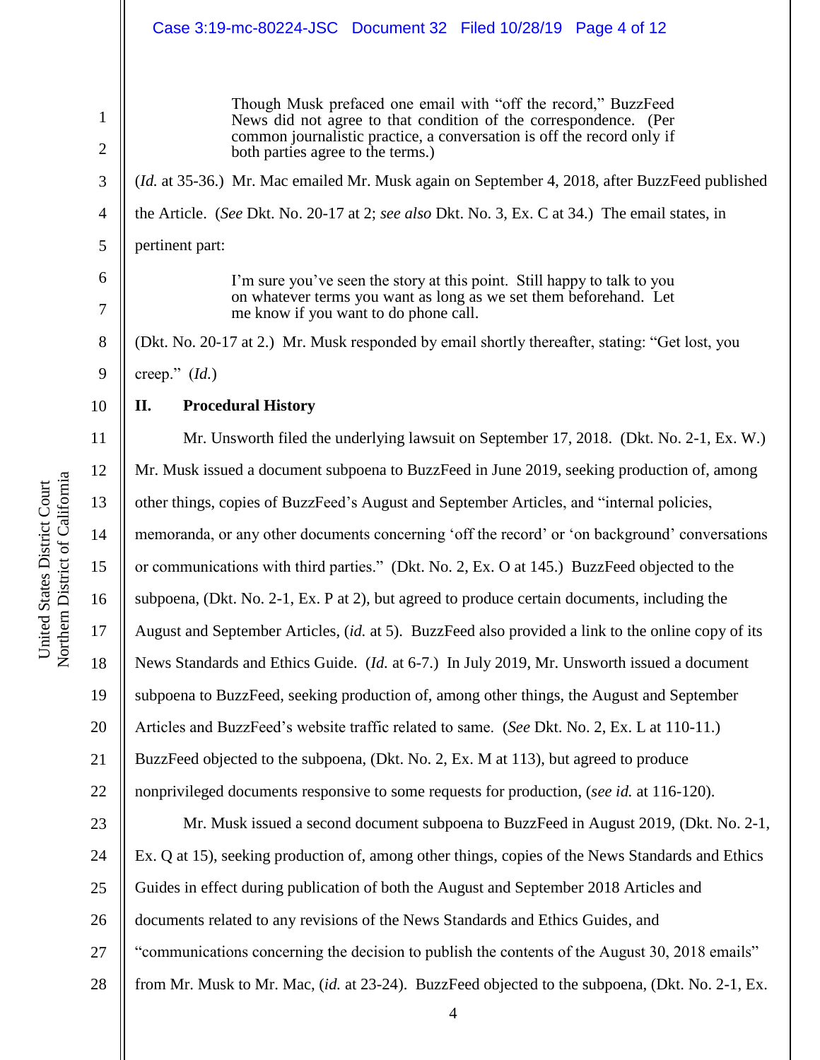> Though Musk prefaced one email with "off the record," BuzzFeed News did not agree to that condition of the correspondence. (Per common journalistic practice, a conversation is off the record only if both parties agree to the terms.)

(*Id.* at 35-36.) Mr. Mac emailed Mr. Musk again on September 4, 2018, after BuzzFeed published the Article. (*See* Dkt. No. 20-17 at 2; *see also* Dkt. No. 3, Ex. C at 34.) The email states, in pertinent part:

> I'm sure you've seen the story at this point. Still happy to talk to you on whatever terms you want as long as we set them beforehand. Let me know if you want to do phone call.

(Dkt. No. 20-17 at 2.) Mr. Musk responded by email shortly thereafter, stating: "Get lost, you creep." (*Id.*)

## II. Procedural History

Mr. Unsworth filed the underlying lawsuit on September 17, 2018. (Dkt. No. 2-1, Ex. W.) Mr. Musk issued a document subpoena to BuzzFeed in June 2019, seeking production of, among other things, copies of BuzzFeed's August and September Articles, and "internal policies, memoranda, or any other documents concerning 'off the record' or 'on background' conversations or communications with third parties." (Dkt. No. 2, Ex. O at 145.) BuzzFeed objected to the subpoena, (Dkt. No. 2-1, Ex. P at 2), but agreed to produce certain documents, including the August and September Articles, (*id.* at 5). BuzzFeed also provided a link to the online copy of its News Standards and Ethics Guide. (*Id.* at 6-7.) In July 2019, Mr. Unsworth issued a document subpoena to BuzzFeed, seeking production of, among other things, the August and September Articles and BuzzFeed's website traffic related to same. (*See* Dkt. No. 2, Ex. L at 110-11.) BuzzFeed objected to the subpoena, (Dkt. No. 2, Ex. M at 113), but agreed to produce nonprivileged documents responsive to some requests for production, (*see id.* at 116-120).

Mr. Musk issued a second document subpoena to BuzzFeed in August 2019, (Dkt. No. 2-1, Ex. Q at 15), seeking production of, among other things, copies of the News Standards and Ethics Guides in effect during publication of both the August and September 2018 Articles and documents related to any revisions of the News Standards and Ethics Guides, and "communications concerning the decision to publish the contents of the August 30, 2018 emails" from Mr. Musk to Mr. Mac, (*id.* at 23-24). BuzzFeed objected to the subpoena, (Dkt. No. 2-1, Ex.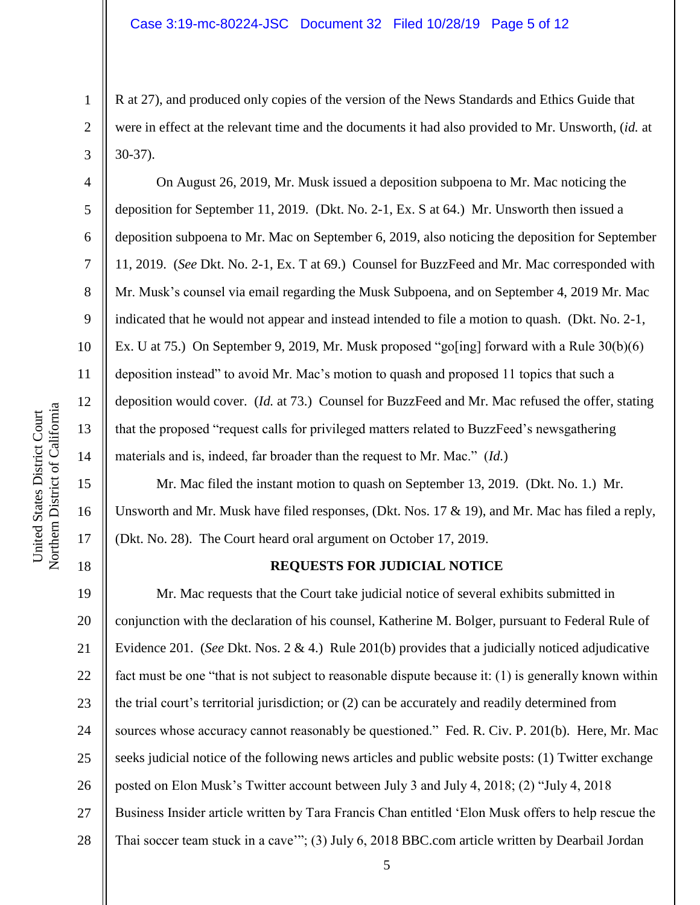R at 27), and produced only copies of the version of the News Standards and Ethics Guide that were in effect at the relevant time and the documents it had also provided to Mr. Unsworth, (*id.* at 30-37).

On August 26, 2019, Mr. Musk issued a deposition subpoena to Mr. Mac noticing the deposition for September 11, 2019. (Dkt. No. 2-1, Ex. S at 64.) Mr. Unsworth then issued a deposition subpoena to Mr. Mac on September 6, 2019, also noticing the deposition for September 11, 2019. (*See* Dkt. No. 2-1, Ex. T at 69.) Counsel for BuzzFeed and Mr. Mac corresponded with Mr. Musk's counsel via email regarding the Musk Subpoena, and on September 4, 2019 Mr. Mac indicated that he would not appear and instead intended to file a motion to quash. (Dkt. No. 2-1, Ex. U at 75.) On September 9, 2019, Mr. Musk proposed "go[ing] forward with a Rule 30(b)(6) deposition instead" to avoid Mr. Mac's motion to quash and proposed 11 topics that such a deposition would cover. (*Id.* at 73.) Counsel for BuzzFeed and Mr. Mac refused the offer, stating that the proposed "request calls for privileged matters related to BuzzFeed's newsgathering materials and is, indeed, far broader than the request to Mr. Mac." (*Id.*)

Mr. Mac filed the instant motion to quash on September 13, 2019. (Dkt. No. 1.) Mr. Unsworth and Mr. Musk have filed responses, (Dkt. Nos. 17 & 19), and Mr. Mac has filed a reply, (Dkt. No. 28). The Court heard oral argument on October 17, 2019.

## REQUESTS FOR JUDICIAL NOTICE

Mr. Mac requests that the Court take judicial notice of several exhibits submitted in conjunction with the declaration of his counsel, Katherine M. Bolger, pursuant to Federal Rule of Evidence 201. (*See* Dkt. Nos. 2 & 4.) Rule 201(b) provides that a judicially noticed adjudicative fact must be one "that is not subject to reasonable dispute because it: (1) is generally known within the trial court's territorial jurisdiction; or (2) can be accurately and readily determined from sources whose accuracy cannot reasonably be questioned." Fed. R. Civ. P. 201(b). Here, Mr. Mac seeks judicial notice of the following news articles and public website posts: (1) Twitter exchange posted on Elon Musk's Twitter account between July 3 and July 4, 2018; (2) "July 4, 2018 Business Insider article written by Tara Francis Chan entitled 'Elon Musk offers to help rescue the Thai soccer team stuck in a cave'"; (3) July 6, 2018 BBC.com article written by Dearbail Jordan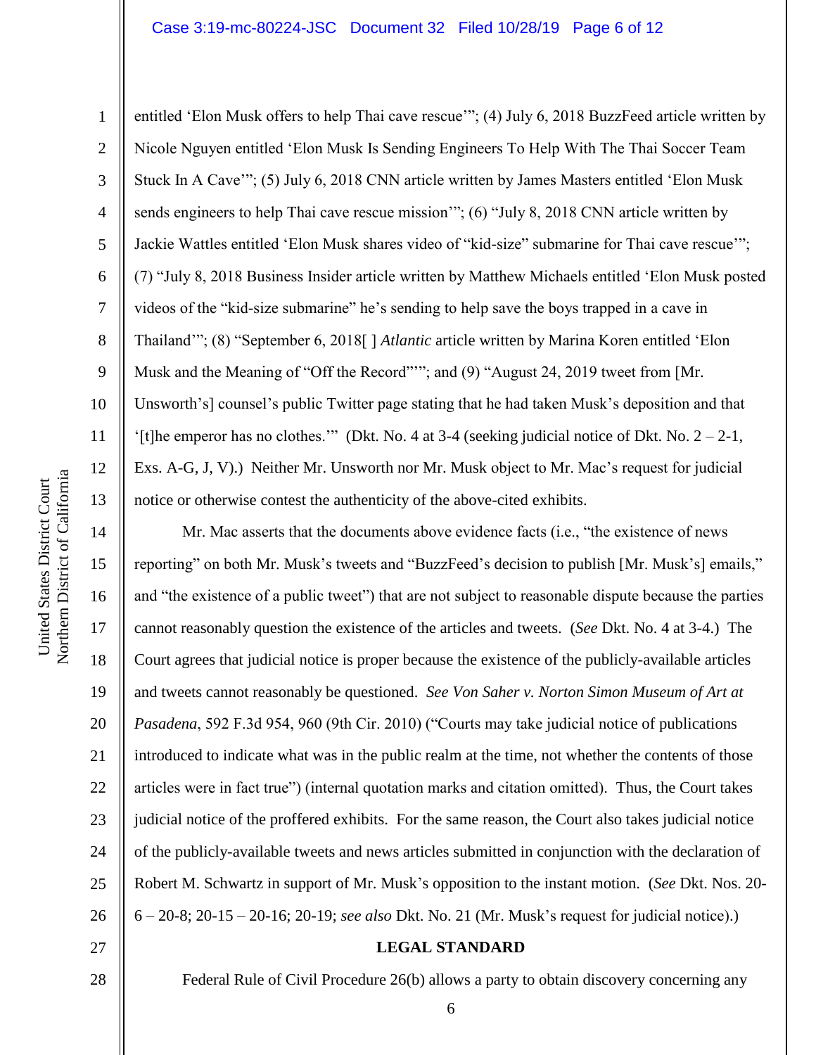entitled 'Elon Musk offers to help Thai cave rescue'"; (4) July 6, 2018 BuzzFeed article written by Nicole Nguyen entitled 'Elon Musk Is Sending Engineers To Help With The Thai Soccer Team Stuck In A Cave'"; (5) July 6, 2018 CNN article written by James Masters entitled 'Elon Musk sends engineers to help Thai cave rescue mission'"; (6) "July 8, 2018 CNN article written by Jackie Wattles entitled 'Elon Musk shares video of "kid-size" submarine for Thai cave rescue'"; (7) "July 8, 2018 Business Insider article written by Matthew Michaels entitled 'Elon Musk posted videos of the "kid-size submarine" he's sending to help save the boys trapped in a cave in Thailand'"; (8) "September 6, 2018[ ] *Atlantic* article written by Marina Koren entitled 'Elon Musk and the Meaning of "Off the Record"'"; and (9) "August 24, 2019 tweet from [Mr. Unsworth's] counsel's public Twitter page stating that he had taken Musk's deposition and that '[t]he emperor has no clothes.'" (Dkt. No. 4 at 3-4 (seeking judicial notice of Dkt. No. 2 – 2-1, Exs. A-G, J, V).) Neither Mr. Unsworth nor Mr. Musk object to Mr. Mac's request for judicial notice or otherwise contest the authenticity of the above-cited exhibits.

Mr. Mac asserts that the documents above evidence facts (i.e., "the existence of news reporting" on both Mr. Musk's tweets and "BuzzFeed's decision to publish [Mr. Musk's] emails," and "the existence of a public tweet") that are not subject to reasonable dispute because the parties cannot reasonably question the existence of the articles and tweets. (*See* Dkt. No. 4 at 3-4.) The Court agrees that judicial notice is proper because the existence of the publicly-available articles and tweets cannot reasonably be questioned. *See Von Saher v. Norton Simon Museum of Art at Pasadena*, 592 F.3d 954, 960 (9th Cir. 2010) ("Courts may take judicial notice of publications introduced to indicate what was in the public realm at the time, not whether the contents of those articles were in fact true") (internal quotation marks and citation omitted). Thus, the Court takes judicial notice of the proffered exhibits. For the same reason, the Court also takes judicial notice of the publicly-available tweets and news articles submitted in conjunction with the declaration of Robert M. Schwartz in support of Mr. Musk's opposition to the instant motion. (*See* Dkt. Nos. 20-6 – 20-8; 20-15 – 20-16; 20-19; *see also* Dkt. No. 21 (Mr. Musk's request for judicial notice).)

## LEGAL STANDARD

Federal Rule of Civil Procedure 26(b) allows a party to obtain discovery concerning any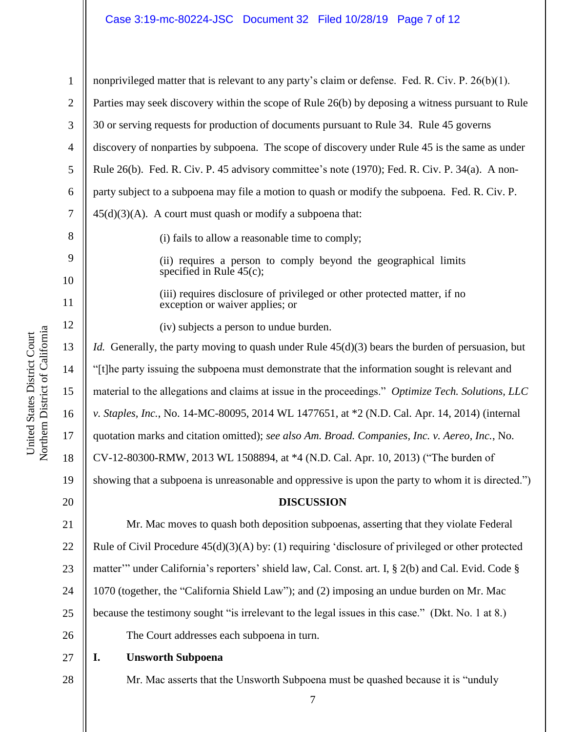nonprivileged matter that is relevant to any party's claim or defense. Fed. R. Civ. P. 26(b)(1). Parties may seek discovery within the scope of Rule 26(b) by deposing a witness pursuant to Rule 30 or serving requests for production of documents pursuant to Rule 34. Rule 45 governs discovery of nonparties by subpoena. The scope of discovery under Rule 45 is the same as under Rule 26(b). Fed. R. Civ. P. 45 advisory committee's note (1970); Fed. R. Civ. P. 34(a). A non-party subject to a subpoena may file a motion to quash or modify the subpoena. Fed. R. Civ. P. 45(d)(3)(A). A court must quash or modify a subpoena that:

> (i) fails to allow a reasonable time to comply;
>
> (ii) requires a person to comply beyond the geographical limits specified in Rule 45(c);
>
> (iii) requires disclosure of privileged or other protected matter, if no exception or waiver applies; or
>
> (iv) subjects a person to undue burden.

*Id.* Generally, the party moving to quash under Rule 45(d)(3) bears the burden of persuasion, but "[t]he party issuing the subpoena must demonstrate that the information sought is relevant and material to the allegations and claims at issue in the proceedings." *Optimize Tech. Solutions, LLC v. Staples, Inc.*, No. 14-MC-80095, 2014 WL 1477651, at *2 (N.D. Cal. Apr. 14, 2014) (internal quotation marks and citation omitted); *see also Am. Broad. Companies, Inc. v. Aereo, Inc.*, No. CV-12-80300-RMW, 2013 WL 1508894, at *4 (N.D. Cal. Apr. 10, 2013) ("The burden of showing that a subpoena is unreasonable and oppressive is upon the party to whom it is directed.")

## DISCUSSION

Mr. Mac moves to quash both deposition subpoenas, asserting that they violate Federal Rule of Civil Procedure 45(d)(3)(A) by: (1) requiring 'disclosure of privileged or other protected matter'" under California's reporters' shield law, Cal. Const. art. I, § 2(b) and Cal. Evid. Code § 1070 (together, the "California Shield Law"); and (2) imposing an undue burden on Mr. Mac because the testimony sought "is irrelevant to the legal issues in this case." (Dkt. No. 1 at 8.)

The Court addresses each subpoena in turn.

### I. Unsworth Subpoena

Mr. Mac asserts that the Unsworth Subpoena must be quashed because it is "unduly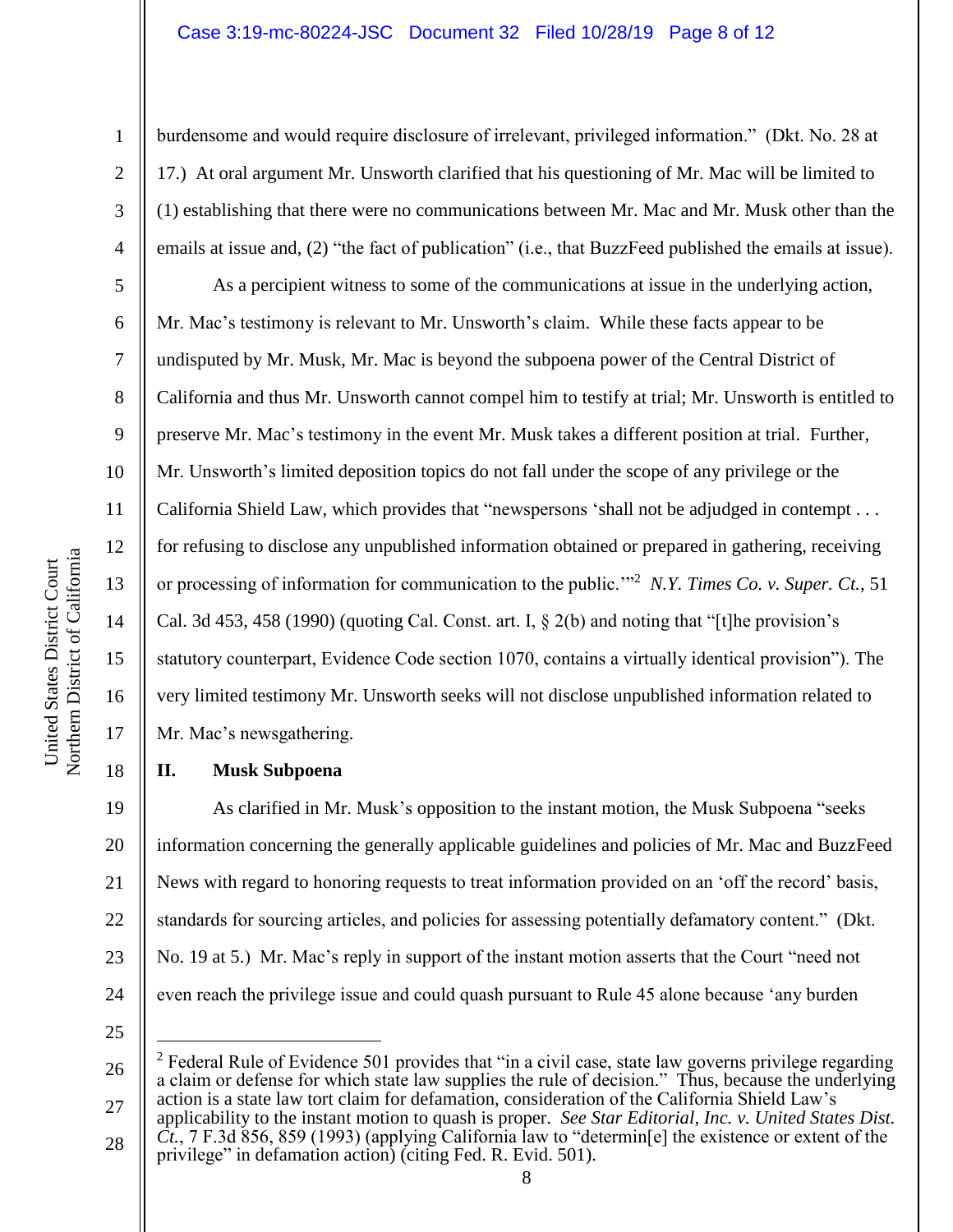burdensome and would require disclosure of irrelevant, privileged information." (Dkt. No. 28 at 17.) At oral argument Mr. Unsworth clarified that his questioning of Mr. Mac will be limited to (1) establishing that there were no communications between Mr. Mac and Mr. Musk other than the emails at issue and, (2) "the fact of publication" (i.e., that BuzzFeed published the emails at issue).

As a percipient witness to some of the communications at issue in the underlying action, Mr. Mac's testimony is relevant to Mr. Unsworth's claim. While these facts appear to be undisputed by Mr. Musk, Mr. Mac is beyond the subpoena power of the Central District of California and thus Mr. Unsworth cannot compel him to testify at trial; Mr. Unsworth is entitled to preserve Mr. Mac's testimony in the event Mr. Musk takes a different position at trial. Further, Mr. Unsworth's limited deposition topics do not fall under the scope of any privilege or the California Shield Law, which provides that "newspersons 'shall not be adjudged in contempt . . . for refusing to disclose any unpublished information obtained or prepared in gathering, receiving or processing of information for communication to the public.'"[2] *N.Y. Times Co. v. Super. Ct.*, 51 Cal. 3d 453, 458 (1990) (quoting Cal. Const. art. I, § 2(b) and noting that "[t]he provision's statutory counterpart, Evidence Code section 1070, contains a virtually identical provision"). The very limited testimony Mr. Unsworth seeks will not disclose unpublished information related to Mr. Mac's newsgathering.

## II. Musk Subpoena

As clarified in Mr. Musk's opposition to the instant motion, the Musk Subpoena "seeks information concerning the generally applicable guidelines and policies of Mr. Mac and BuzzFeed News with regard to honoring requests to treat information provided on an 'off the record' basis, standards for sourcing articles, and policies for assessing potentially defamatory content." (Dkt. No. 19 at 5.) Mr. Mac's reply in support of the instant motion asserts that the Court "need not even reach the privilege issue and could quash pursuant to Rule 45 alone because 'any burden

---

[2] Federal Rule of Evidence 501 provides that "in a civil case, state law governs privilege regarding a claim or defense for which state law supplies the rule of decision." Thus, because the underlying action is a state law tort claim for defamation, consideration of the California Shield Law's applicability to the instant motion to quash is proper. *See Star Editorial, Inc. v. United States Dist. Ct.*, 7 F.3d 856, 859 (1993) (applying California law to "determin[e] the existence or extent of the privilege" in defamation action) (citing Fed. R. Evid. 501).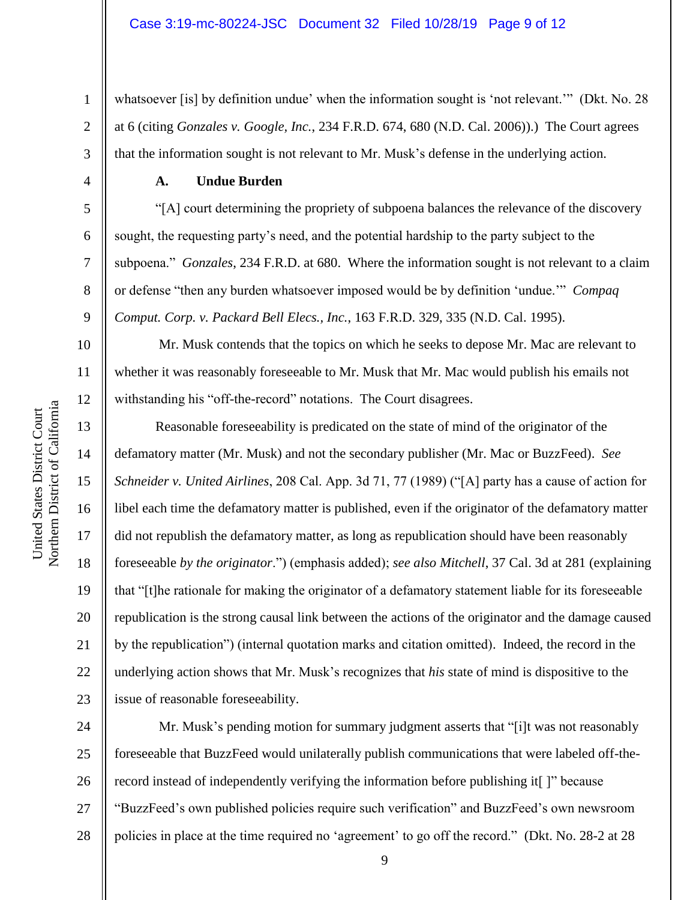whatsoever [is] by definition undue' when the information sought is 'not relevant.'" (Dkt. No. 28 at 6 (citing *Gonzales v. Google, Inc.*, 234 F.R.D. 674, 680 (N.D. Cal. 2006)).) The Court agrees that the information sought is not relevant to Mr. Musk's defense in the underlying action.

### A. Undue Burden

"[A] court determining the propriety of subpoena balances the relevance of the discovery sought, the requesting party's need, and the potential hardship to the party subject to the subpoena." *Gonzales*, 234 F.R.D. at 680. Where the information sought is not relevant to a claim or defense "then any burden whatsoever imposed would be by definition 'undue.'" *Compaq Comput. Corp. v. Packard Bell Elecs., Inc.*, 163 F.R.D. 329, 335 (N.D. Cal. 1995).

Mr. Musk contends that the topics on which he seeks to depose Mr. Mac are relevant to whether it was reasonably foreseeable to Mr. Musk that Mr. Mac would publish his emails not withstanding his "off-the-record" notations. The Court disagrees.

Reasonable foreseeability is predicated on the state of mind of the originator of the defamatory matter (Mr. Musk) and not the secondary publisher (Mr. Mac or BuzzFeed). *See Schneider v. United Airlines*, 208 Cal. App. 3d 71, 77 (1989) ("[A] party has a cause of action for libel each time the defamatory matter is published, even if the originator of the defamatory matter did not republish the defamatory matter, as long as republication should have been reasonably foreseeable *by the originator*.") (emphasis added); *see also Mitchell*, 37 Cal. 3d at 281 (explaining that "[t]he rationale for making the originator of a defamatory statement liable for its foreseeable republication is the strong causal link between the actions of the originator and the damage caused by the republication") (internal quotation marks and citation omitted). Indeed, the record in the underlying action shows that Mr. Musk's recognizes that *his* state of mind is dispositive to the issue of reasonable foreseeability.

Mr. Musk's pending motion for summary judgment asserts that "[i]t was not reasonably foreseeable that BuzzFeed would unilaterally publish communications that were labeled off-the-record instead of independently verifying the information before publishing it[ ]" because "BuzzFeed's own published policies require such verification" and BuzzFeed's own newsroom policies in place at the time required no 'agreement' to go off the record." (Dkt. No. 28-2 at 28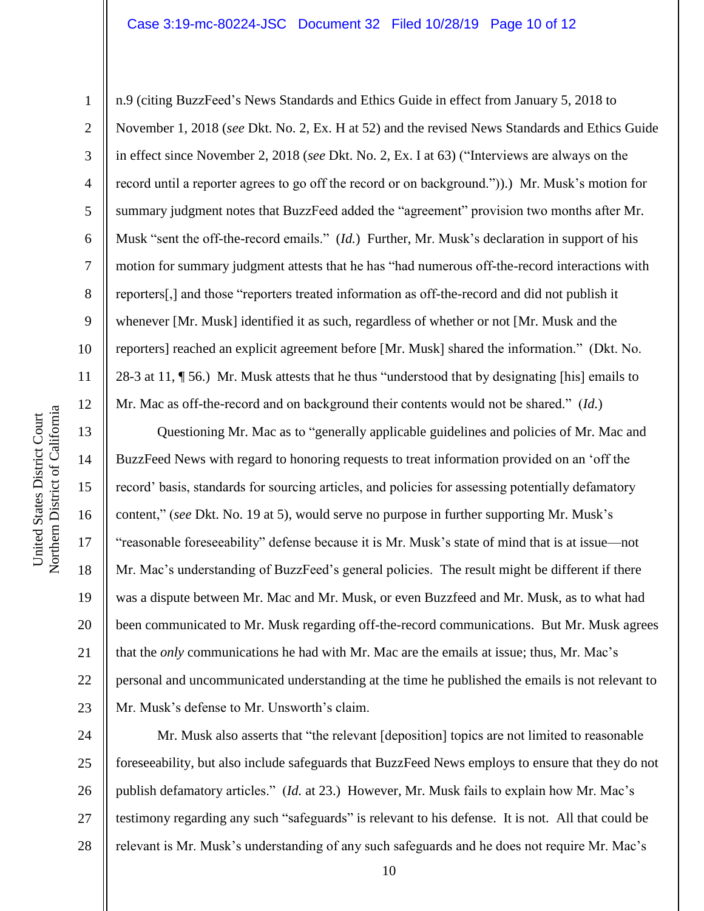n.9 (citing BuzzFeed's News Standards and Ethics Guide in effect from January 5, 2018 to November 1, 2018 (*see* Dkt. No. 2, Ex. H at 52) and the revised News Standards and Ethics Guide in effect since November 2, 2018 (*see* Dkt. No. 2, Ex. I at 63) ("Interviews are always on the record until a reporter agrees to go off the record or on background.")).) Mr. Musk's motion for summary judgment notes that BuzzFeed added the "agreement" provision two months after Mr. Musk "sent the off-the-record emails." (*Id.*) Further, Mr. Musk's declaration in support of his motion for summary judgment attests that he has "had numerous off-the-record interactions with reporters[,] and those "reporters treated information as off-the-record and did not publish it whenever [Mr. Musk] identified it as such, regardless of whether or not [Mr. Musk and the reporters] reached an explicit agreement before [Mr. Musk] shared the information." (Dkt. No. 28-3 at 11, ¶ 56.) Mr. Musk attests that he thus "understood that by designating [his] emails to Mr. Mac as off-the-record and on background their contents would not be shared." (*Id.*)

Questioning Mr. Mac as to "generally applicable guidelines and policies of Mr. Mac and BuzzFeed News with regard to honoring requests to treat information provided on an 'off the record' basis, standards for sourcing articles, and policies for assessing potentially defamatory content," (*see* Dkt. No. 19 at 5), would serve no purpose in further supporting Mr. Musk's "reasonable foreseeability" defense because it is Mr. Musk's state of mind that is at issue—not Mr. Mac's understanding of BuzzFeed's general policies. The result might be different if there was a dispute between Mr. Mac and Mr. Musk, or even Buzzfeed and Mr. Musk, as to what had been communicated to Mr. Musk regarding off-the-record communications. But Mr. Musk agrees that the *only* communications he had with Mr. Mac are the emails at issue; thus, Mr. Mac's personal and uncommunicated understanding at the time he published the emails is not relevant to Mr. Musk's defense to Mr. Unsworth's claim.

Mr. Musk also asserts that "the relevant [deposition] topics are not limited to reasonable foreseeability, but also include safeguards that BuzzFeed News employs to ensure that they do not publish defamatory articles." (*Id.* at 23.) However, Mr. Musk fails to explain how Mr. Mac's testimony regarding any such "safeguards" is relevant to his defense. It is not. All that could be relevant is Mr. Musk's understanding of any such safeguards and he does not require Mr. Mac's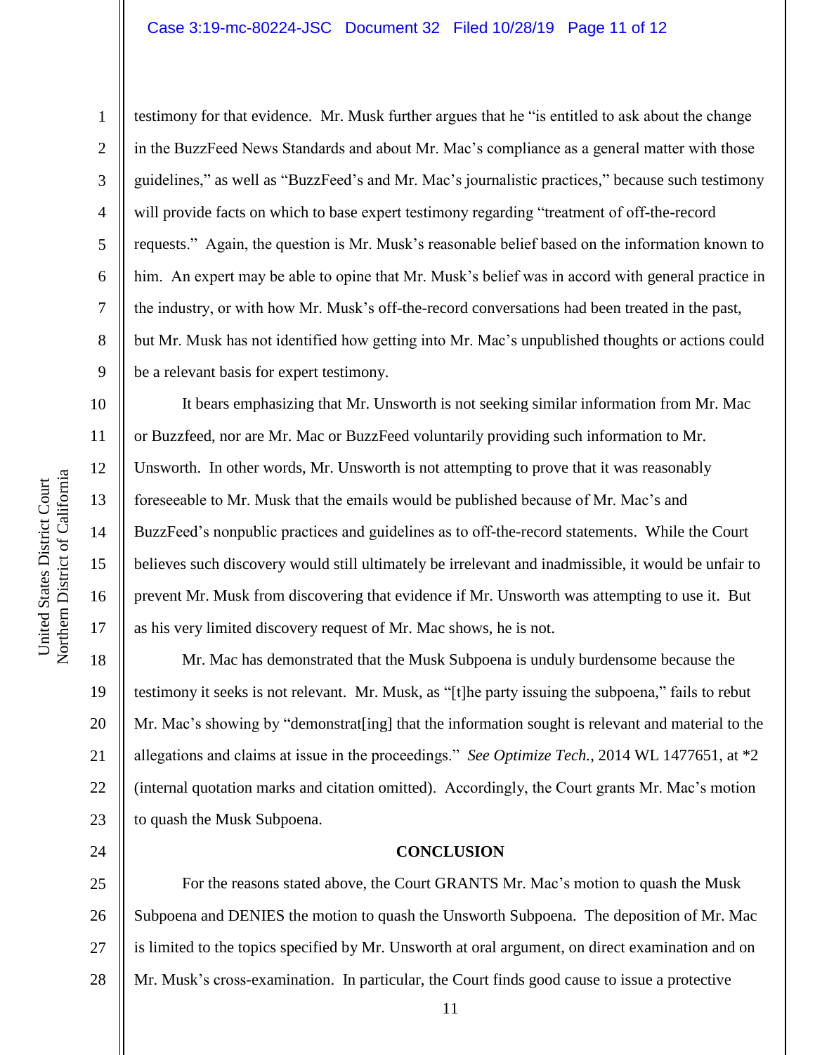testimony for that evidence. Mr. Musk further argues that he "is entitled to ask about the change in the BuzzFeed News Standards and about Mr. Mac's compliance as a general matter with those guidelines," as well as "BuzzFeed's and Mr. Mac's journalistic practices," because such testimony will provide facts on which to base expert testimony regarding "treatment of off-the-record requests." Again, the question is Mr. Musk's reasonable belief based on the information known to him. An expert may be able to opine that Mr. Musk's belief was in accord with general practice in the industry, or with how Mr. Musk's off-the-record conversations had been treated in the past, but Mr. Musk has not identified how getting into Mr. Mac's unpublished thoughts or actions could be a relevant basis for expert testimony.

It bears emphasizing that Mr. Unsworth is not seeking similar information from Mr. Mac or Buzzfeed, nor are Mr. Mac or BuzzFeed voluntarily providing such information to Mr. Unsworth. In other words, Mr. Unsworth is not attempting to prove that it was reasonably foreseeable to Mr. Musk that the emails would be published because of Mr. Mac's and BuzzFeed's nonpublic practices and guidelines as to off-the-record statements. While the Court believes such discovery would still ultimately be irrelevant and inadmissible, it would be unfair to prevent Mr. Musk from discovering that evidence if Mr. Unsworth was attempting to use it. But as his very limited discovery request of Mr. Mac shows, he is not.

Mr. Mac has demonstrated that the Musk Subpoena is unduly burdensome because the testimony it seeks is not relevant. Mr. Musk, as "[t]he party issuing the subpoena," fails to rebut Mr. Mac's showing by "demonstrat[ing] that the information sought is relevant and material to the allegations and claims at issue in the proceedings." *See Optimize Tech.*, 2014 WL 1477651, at *2 (internal quotation marks and citation omitted). Accordingly, the Court grants Mr. Mac's motion to quash the Musk Subpoena.

**CONCLUSION**

For the reasons stated above, the Court GRANTS Mr. Mac's motion to quash the Musk Subpoena and DENIES the motion to quash the Unsworth Subpoena. The deposition of Mr. Mac is limited to the topics specified by Mr. Unsworth at oral argument, on direct examination and on Mr. Musk's cross-examination. In particular, the Court finds good cause to issue a protective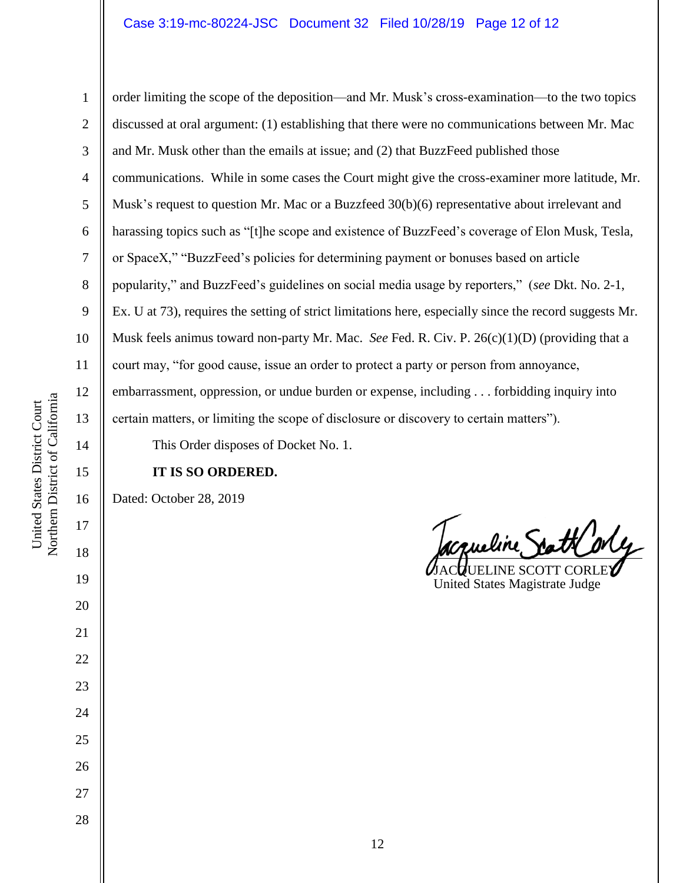order limiting the scope of the deposition—and Mr. Musk's cross-examination—to the two topics discussed at oral argument: (1) establishing that there were no communications between Mr. Mac and Mr. Musk other than the emails at issue; and (2) that BuzzFeed published those communications. While in some cases the Court might give the cross-examiner more latitude, Mr. Musk's request to question Mr. Mac or a Buzzfeed 30(b)(6) representative about irrelevant and harassing topics such as "[t]he scope and existence of BuzzFeed's coverage of Elon Musk, Tesla, or SpaceX," "BuzzFeed's policies for determining payment or bonuses based on article popularity," and BuzzFeed's guidelines on social media usage by reporters," (*see* Dkt. No. 2-1, Ex. U at 73), requires the setting of strict limitations here, especially since the record suggests Mr. Musk feels animus toward non-party Mr. Mac. *See* Fed. R. Civ. P. 26(c)(1)(D) (providing that a court may, "for good cause, issue an order to protect a party or person from annoyance, embarrassment, oppression, or undue burden or expense, including . . . forbidding inquiry into certain matters, or limiting the scope of disclosure or discovery to certain matters").

This Order disposes of Docket No. 1.

**IT IS SO ORDERED.**

Dated: October 28, 2019

JACQUELINE SCOTT CORLEY
United States Magistrate Judge